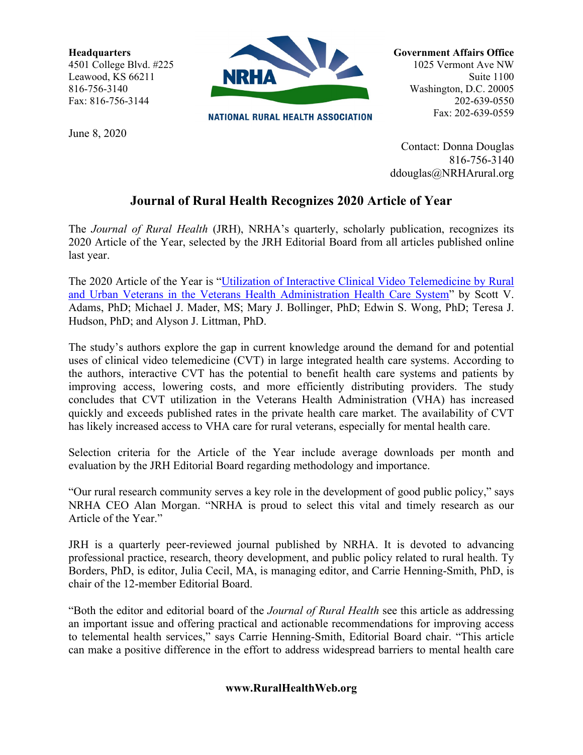**Headquarters**
4501 College Blvd. #225
Leawood, KS 66211
816-756-3140
Fax: 816-756-3144

NRHA
NATIONAL RURAL HEALTH ASSOCIATION

**Government Affairs Office**
1025 Vermont Ave NW
Suite 1100
Washington, D.C. 20005
202-639-0550
Fax: 202-639-0559

June 8, 2020

Contact: Donna Douglas
816-756-3140
ddouglas@NRHArural.org

# Journal of Rural Health Recognizes 2020 Article of Year

The *Journal of Rural Health* (JRH), NRHA's quarterly, scholarly publication, recognizes its 2020 Article of the Year, selected by the JRH Editorial Board from all articles published online last year.

The 2020 Article of the Year is "Utilization of Interactive Clinical Video Telemedicine by Rural and Urban Veterans in the Veterans Health Administration Health Care System" by Scott V. Adams, PhD; Michael J. Mader, MS; Mary J. Bollinger, PhD; Edwin S. Wong, PhD; Teresa J. Hudson, PhD; and Alyson J. Littman, PhD.

The study's authors explore the gap in current knowledge around the demand for and potential uses of clinical video telemedicine (CVT) in large integrated health care systems. According to the authors, interactive CVT has the potential to benefit health care systems and patients by improving access, lowering costs, and more efficiently distributing providers. The study concludes that CVT utilization in the Veterans Health Administration (VHA) has increased quickly and exceeds published rates in the private health care market. The availability of CVT has likely increased access to VHA care for rural veterans, especially for mental health care.

Selection criteria for the Article of the Year include average downloads per month and evaluation by the JRH Editorial Board regarding methodology and importance.

"Our rural research community serves a key role in the development of good public policy," says NRHA CEO Alan Morgan. "NRHA is proud to select this vital and timely research as our Article of the Year."

JRH is a quarterly peer-reviewed journal published by NRHA. It is devoted to advancing professional practice, research, theory development, and public policy related to rural health. Ty Borders, PhD, is editor, Julia Cecil, MA, is managing editor, and Carrie Henning-Smith, PhD, is chair of the 12-member Editorial Board.

"Both the editor and editorial board of the *Journal of Rural Health* see this article as addressing an important issue and offering practical and actionable recommendations for improving access to telemental health services," says Carrie Henning-Smith, Editorial Board chair. "This article can make a positive difference in the effort to address widespread barriers to mental health care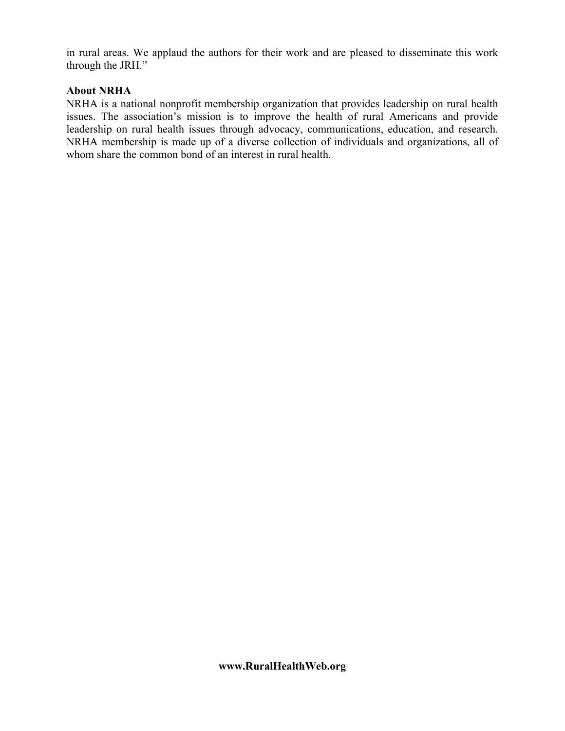in rural areas. We applaud the authors for their work and are pleased to disseminate this work through the JRH."

**About NRHA**

NRHA is a national nonprofit membership organization that provides leadership on rural health issues. The association's mission is to improve the health of rural Americans and provide leadership on rural health issues through advocacy, communications, education, and research. NRHA membership is made up of a diverse collection of individuals and organizations, all of whom share the common bond of an interest in rural health.

**www.RuralHealthWeb.org**